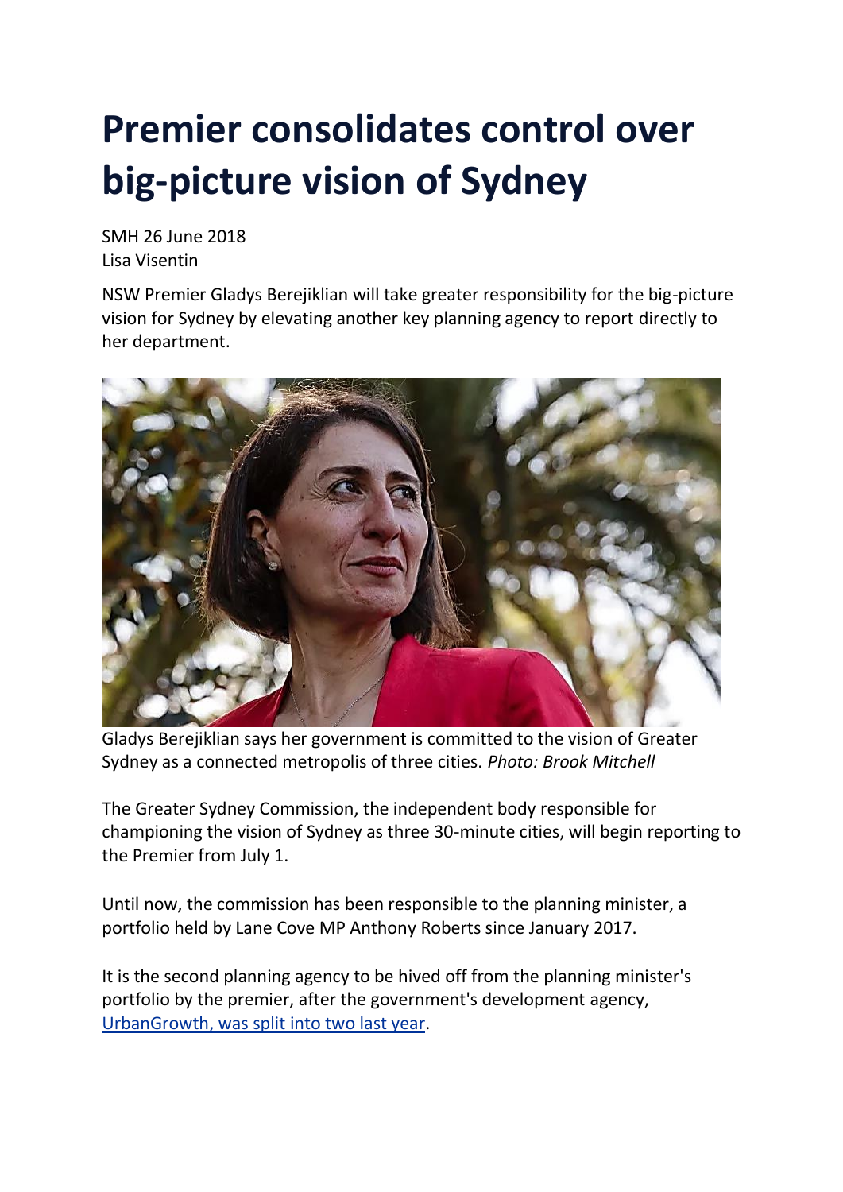# Premier consolidates control over big-picture vision of Sydney

SMH 26 June 2018
Lisa Visentin

NSW Premier Gladys Berejiklian will take greater responsibility for the big-picture vision for Sydney by elevating another key planning agency to report directly to her department.

Gladys Berejiklian says her government is committed to the vision of Greater Sydney as a connected metropolis of three cities. *Photo: Brook Mitchell*

The Greater Sydney Commission, the independent body responsible for championing the vision of Sydney as three 30-minute cities, will begin reporting to the Premier from July 1.

Until now, the commission has been responsible to the planning minister, a portfolio held by Lane Cove MP Anthony Roberts since January 2017.

It is the second planning agency to be hived off from the planning minister's portfolio by the premier, after the government's development agency, [UrbanGrowth, was split into two last year](UrbanGrowth, was split into two last year).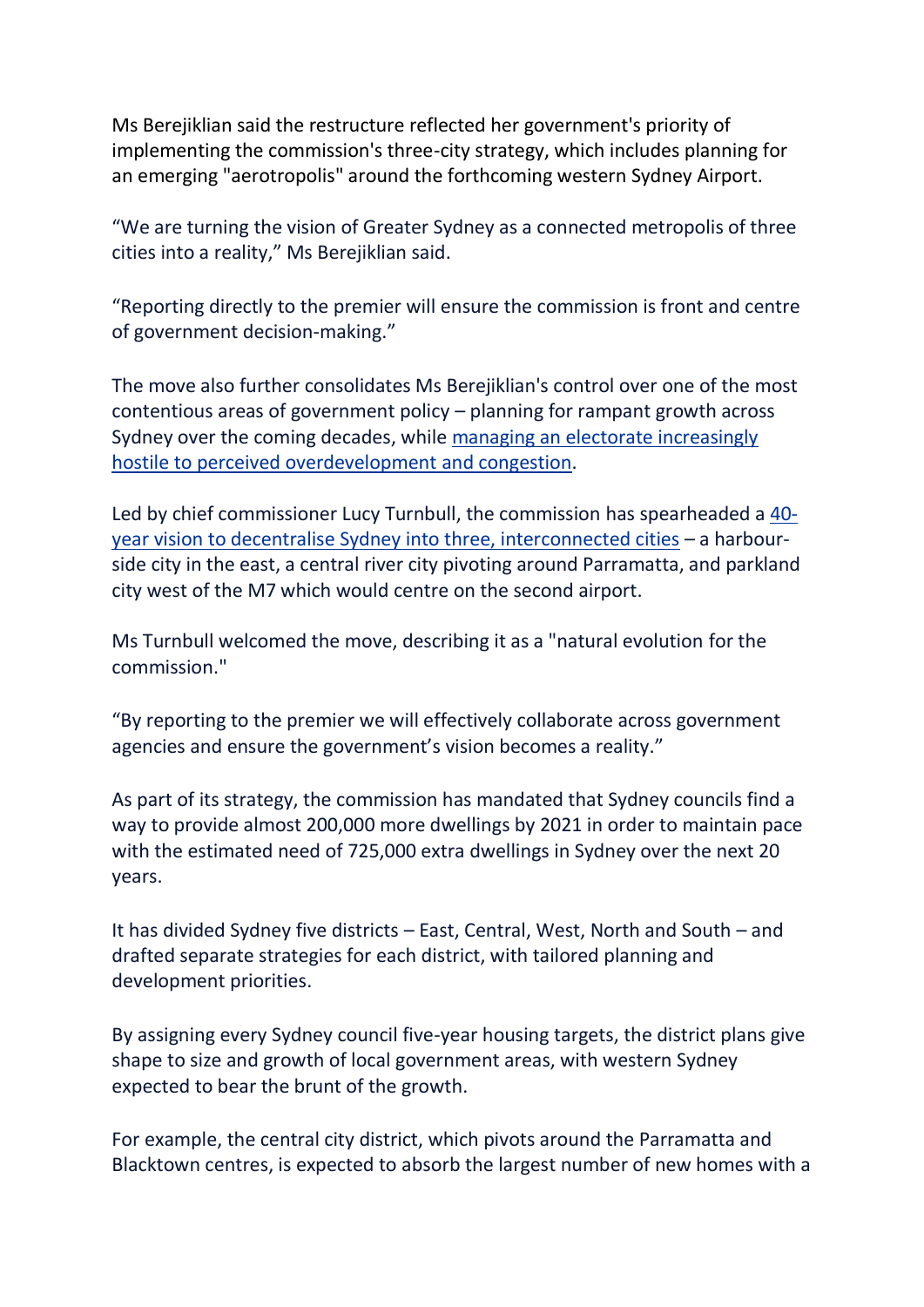Ms Berejiklian said the restructure reflected her government's priority of implementing the commission's three-city strategy, which includes planning for an emerging "aerotropolis" around the forthcoming western Sydney Airport.

“We are turning the vision of Greater Sydney as a connected metropolis of three cities into a reality,” Ms Berejiklian said.

“Reporting directly to the premier will ensure the commission is front and centre of government decision-making.”

The move also further consolidates Ms Berejiklian's control over one of the most contentious areas of government policy – planning for rampant growth across Sydney over the coming decades, while managing an electorate increasingly hostile to perceived overdevelopment and congestion.

Led by chief commissioner Lucy Turnbull, the commission has spearheaded a 40-year vision to decentralise Sydney into three, interconnected cities – a harbour-side city in the east, a central river city pivoting around Parramatta, and parkland city west of the M7 which would centre on the second airport.

Ms Turnbull welcomed the move, describing it as a "natural evolution for the commission."

“By reporting to the premier we will effectively collaborate across government agencies and ensure the government’s vision becomes a reality.”

As part of its strategy, the commission has mandated that Sydney councils find a way to provide almost 200,000 more dwellings by 2021 in order to maintain pace with the estimated need of 725,000 extra dwellings in Sydney over the next 20 years.

It has divided Sydney five districts – East, Central, West, North and South – and drafted separate strategies for each district, with tailored planning and development priorities.

By assigning every Sydney council five-year housing targets, the district plans give shape to size and growth of local government areas, with western Sydney expected to bear the brunt of the growth.

For example, the central city district, which pivots around the Parramatta and Blacktown centres, is expected to absorb the largest number of new homes with a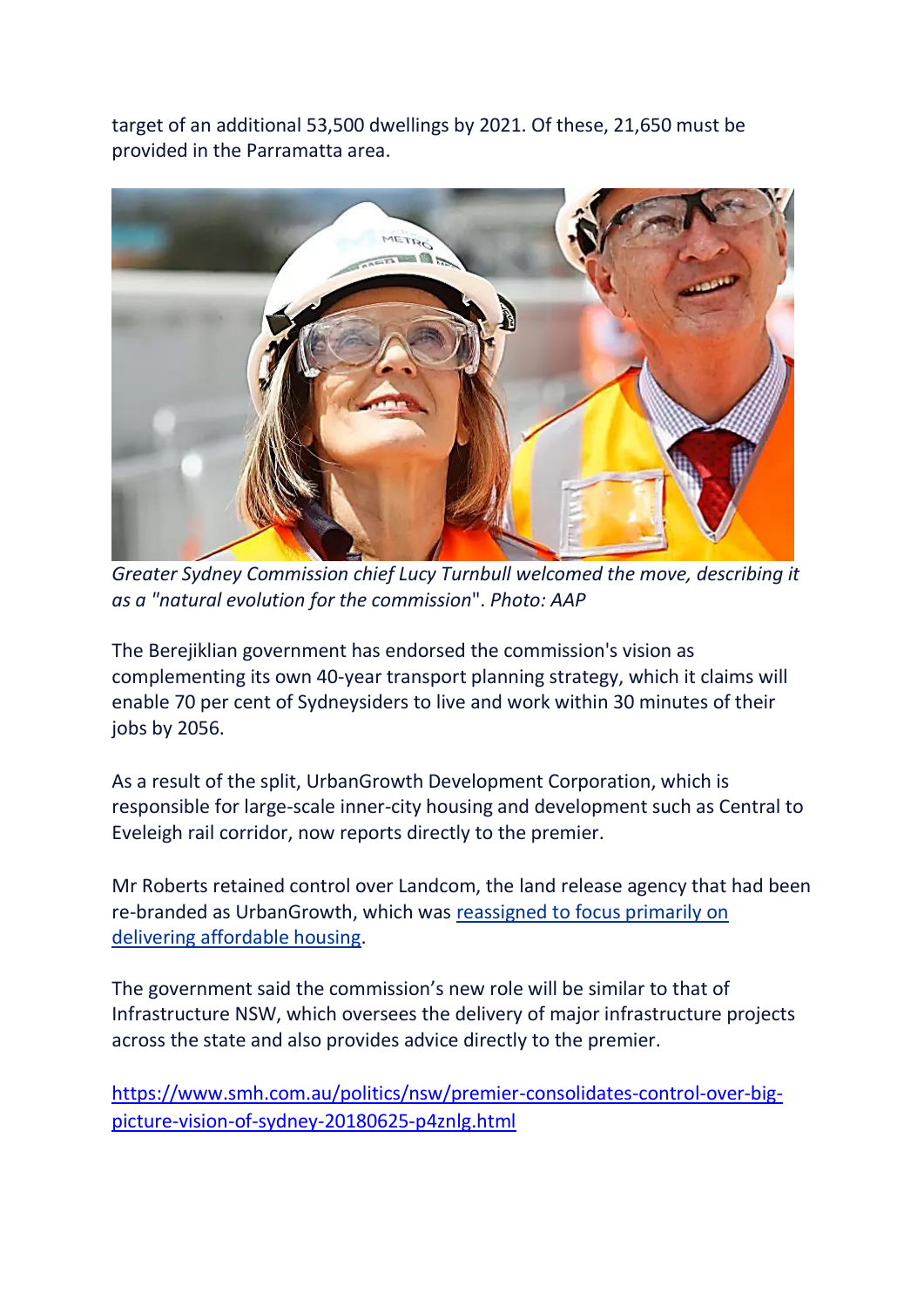target of an additional 53,500 dwellings by 2021. Of these, 21,650 must be provided in the Parramatta area.

*Greater Sydney Commission chief Lucy Turnbull welcomed the move, describing it as a "natural evolution for the commission"*. *Photo: AAP*

The Berejiklian government has endorsed the commission's vision as complementing its own 40-year transport planning strategy, which it claims will enable 70 per cent of Sydneysiders to live and work within 30 minutes of their jobs by 2056.

As a result of the split, UrbanGrowth Development Corporation, which is responsible for large-scale inner-city housing and development such as Central to Eveleigh rail corridor, now reports directly to the premier.

Mr Roberts retained control over Landcom, the land release agency that had been re-branded as UrbanGrowth, which was [reassigned to focus primarily on delivering affordable housing](#).

The government said the commission's new role will be similar to that of Infrastructure NSW, which oversees the delivery of major infrastructure projects across the state and also provides advice directly to the premier.

[https://www.smh.com.au/politics/nsw/premier-consolidates-control-over-big-picture-vision-of-sydney-20180625-p4znlg.html](https://www.smh.com.au/politics/nsw/premier-consolidates-control-over-big-picture-vision-of-sydney-20180625-p4znlg.html)